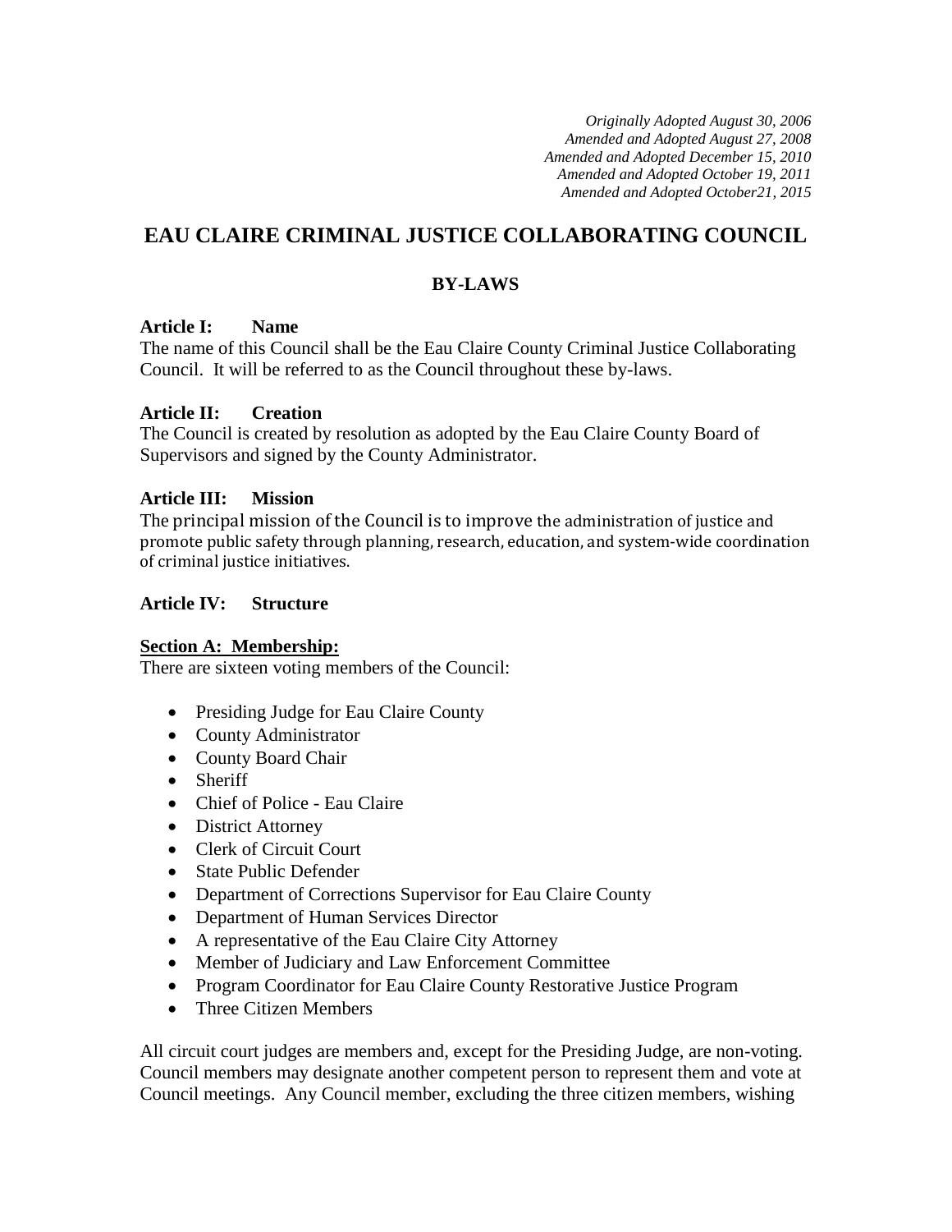*Originally Adopted August 30, 2006*
*Amended and Adopted August 27, 2008*
*Amended and Adopted December 15, 2010*
*Amended and Adopted October 19, 2011*
*Amended and Adopted October21, 2015*

# EAU CLAIRE CRIMINAL JUSTICE COLLABORATING COUNCIL

## BY-LAWS

**Article I: Name**
The name of this Council shall be the Eau Claire County Criminal Justice Collaborating Council. It will be referred to as the Council throughout these by-laws.

**Article II: Creation**
The Council is created by resolution as adopted by the Eau Claire County Board of Supervisors and signed by the County Administrator.

**Article III: Mission**
The principal mission of the Council is to improve the administration of justice and promote public safety through planning, research, education, and system-wide coordination of criminal justice initiatives.

**Article IV: Structure**

**Section A: Membership:**
There are sixteen voting members of the Council:

- Presiding Judge for Eau Claire County
- County Administrator
- County Board Chair
- Sheriff
- Chief of Police - Eau Claire
- District Attorney
- Clerk of Circuit Court
- State Public Defender
- Department of Corrections Supervisor for Eau Claire County
- Department of Human Services Director
- A representative of the Eau Claire City Attorney
- Member of Judiciary and Law Enforcement Committee
- Program Coordinator for Eau Claire County Restorative Justice Program
- Three Citizen Members

All circuit court judges are members and, except for the Presiding Judge, are non-voting. Council members may designate another competent person to represent them and vote at Council meetings. Any Council member, excluding the three citizen members, wishing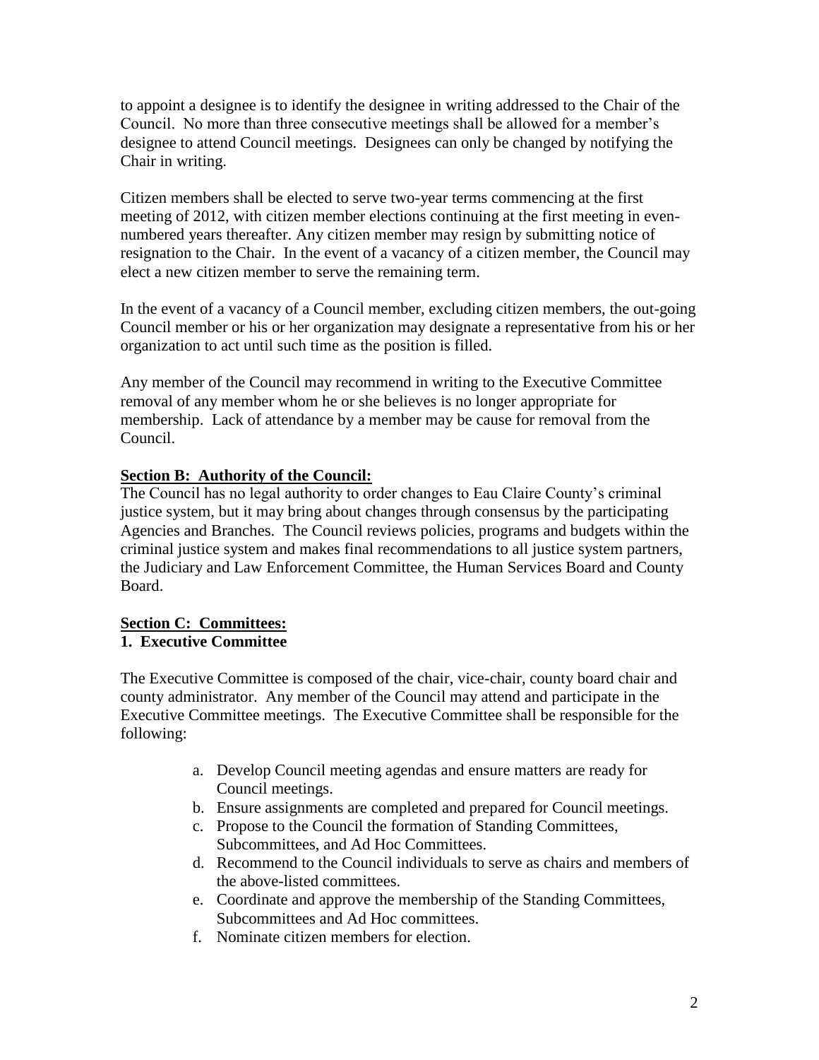to appoint a designee is to identify the designee in writing addressed to the Chair of the Council. No more than three consecutive meetings shall be allowed for a member's designee to attend Council meetings. Designees can only be changed by notifying the Chair in writing.

Citizen members shall be elected to serve two-year terms commencing at the first meeting of 2012, with citizen member elections continuing at the first meeting in even-numbered years thereafter. Any citizen member may resign by submitting notice of resignation to the Chair. In the event of a vacancy of a citizen member, the Council may elect a new citizen member to serve the remaining term.

In the event of a vacancy of a Council member, excluding citizen members, the out-going Council member or his or her organization may designate a representative from his or her organization to act until such time as the position is filled.

Any member of the Council may recommend in writing to the Executive Committee removal of any member whom he or she believes is no longer appropriate for membership. Lack of attendance by a member may be cause for removal from the Council.

**Section B: Authority of the Council:**

The Council has no legal authority to order changes to Eau Claire County's criminal justice system, but it may bring about changes through consensus by the participating Agencies and Branches. The Council reviews policies, programs and budgets within the criminal justice system and makes final recommendations to all justice system partners, the Judiciary and Law Enforcement Committee, the Human Services Board and County Board.

**Section C: Committees:**

**1. Executive Committee**

The Executive Committee is composed of the chair, vice-chair, county board chair and county administrator. Any member of the Council may attend and participate in the Executive Committee meetings. The Executive Committee shall be responsible for the following:

a. Develop Council meeting agendas and ensure matters are ready for Council meetings.
b. Ensure assignments are completed and prepared for Council meetings.
c. Propose to the Council the formation of Standing Committees, Subcommittees, and Ad Hoc Committees.
d. Recommend to the Council individuals to serve as chairs and members of the above-listed committees.
e. Coordinate and approve the membership of the Standing Committees, Subcommittees and Ad Hoc committees.
f. Nominate citizen members for election.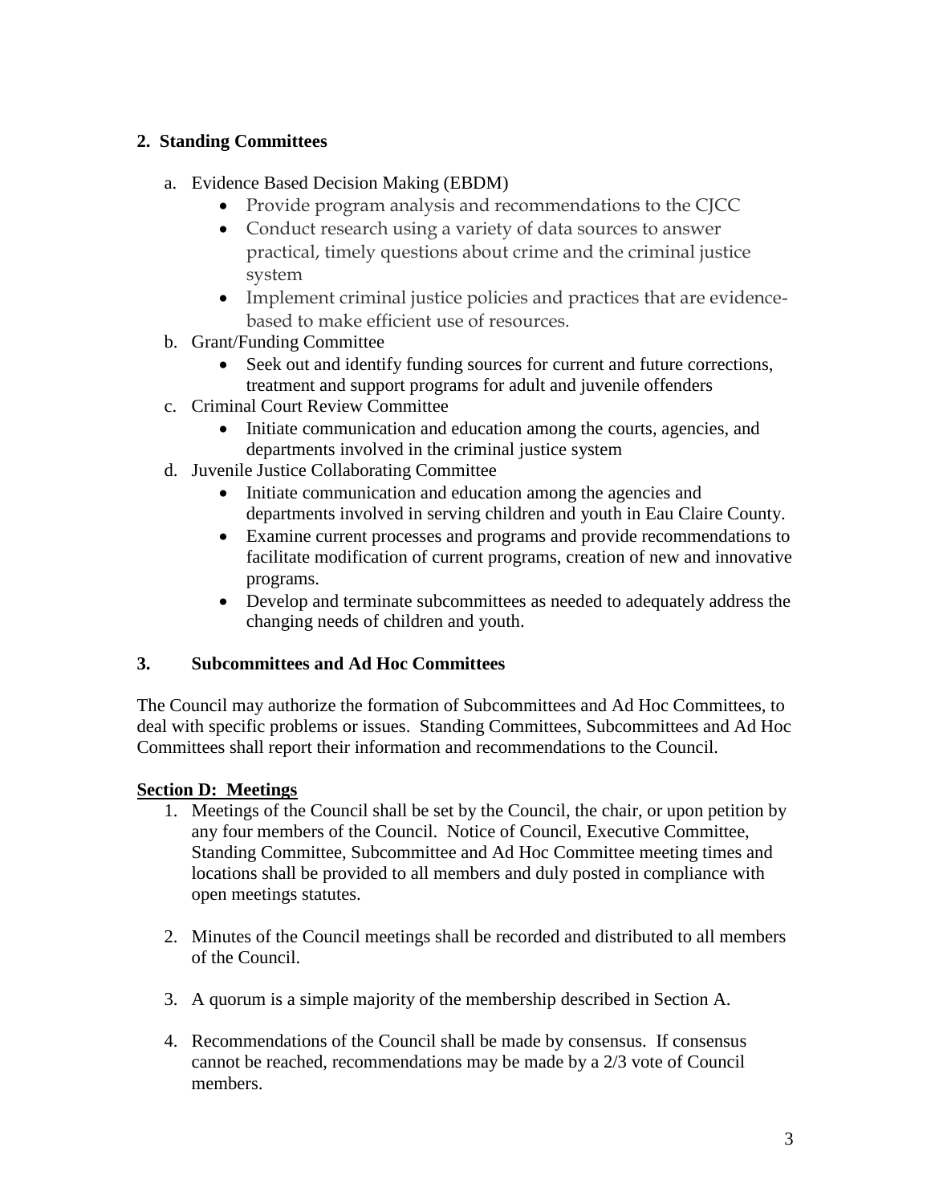**2. Standing Committees**

a. Evidence Based Decision Making (EBDM)
   - Provide program analysis and recommendations to the CJCC
   - Conduct research using a variety of data sources to answer practical, timely questions about crime and the criminal justice system
   - Implement criminal justice policies and practices that are evidence-based to make efficient use of resources.

b. Grant/Funding Committee
   - Seek out and identify funding sources for current and future corrections, treatment and support programs for adult and juvenile offenders

c. Criminal Court Review Committee
   - Initiate communication and education among the courts, agencies, and departments involved in the criminal justice system

d. Juvenile Justice Collaborating Committee
   - Initiate communication and education among the agencies and departments involved in serving children and youth in Eau Claire County.
   - Examine current processes and programs and provide recommendations to facilitate modification of current programs, creation of new and innovative programs.
   - Develop and terminate subcommittees as needed to adequately address the changing needs of children and youth.

**3. Subcommittees and Ad Hoc Committees**

The Council may authorize the formation of Subcommittees and Ad Hoc Committees, to deal with specific problems or issues. Standing Committees, Subcommittees and Ad Hoc Committees shall report their information and recommendations to the Council.

**<u>Section D: Meetings</u>**

1. Meetings of the Council shall be set by the Council, the chair, or upon petition by any four members of the Council. Notice of Council, Executive Committee, Standing Committee, Subcommittee and Ad Hoc Committee meeting times and locations shall be provided to all members and duly posted in compliance with open meetings statutes.

2. Minutes of the Council meetings shall be recorded and distributed to all members of the Council.

3. A quorum is a simple majority of the membership described in Section A.

4. Recommendations of the Council shall be made by consensus. If consensus cannot be reached, recommendations may be made by a 2/3 vote of Council members.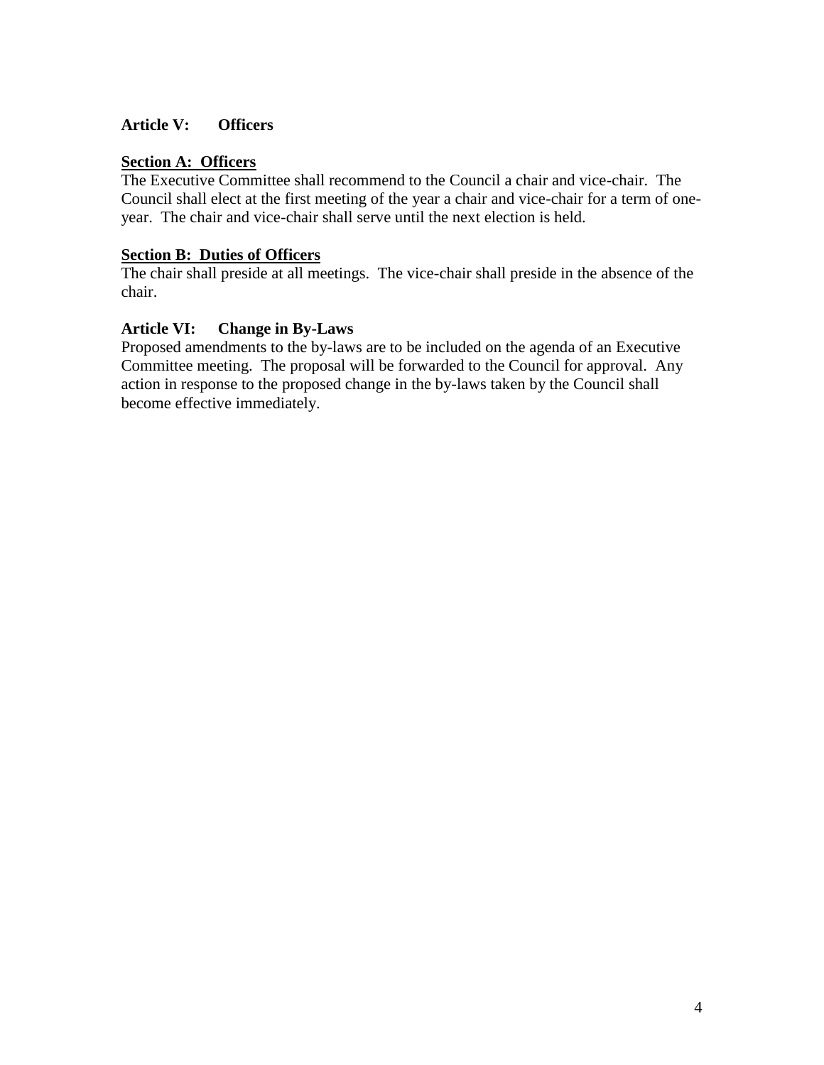## Article V: Officers

**Section A: Officers**

The Executive Committee shall recommend to the Council a chair and vice-chair. The Council shall elect at the first meeting of the year a chair and vice-chair for a term of one-year. The chair and vice-chair shall serve until the next election is held.

**Section B: Duties of Officers**

The chair shall preside at all meetings. The vice-chair shall preside in the absence of the chair.

## Article VI: Change in By-Laws

Proposed amendments to the by-laws are to be included on the agenda of an Executive Committee meeting. The proposal will be forwarded to the Council for approval. Any action in response to the proposed change in the by-laws taken by the Council shall become effective immediately.